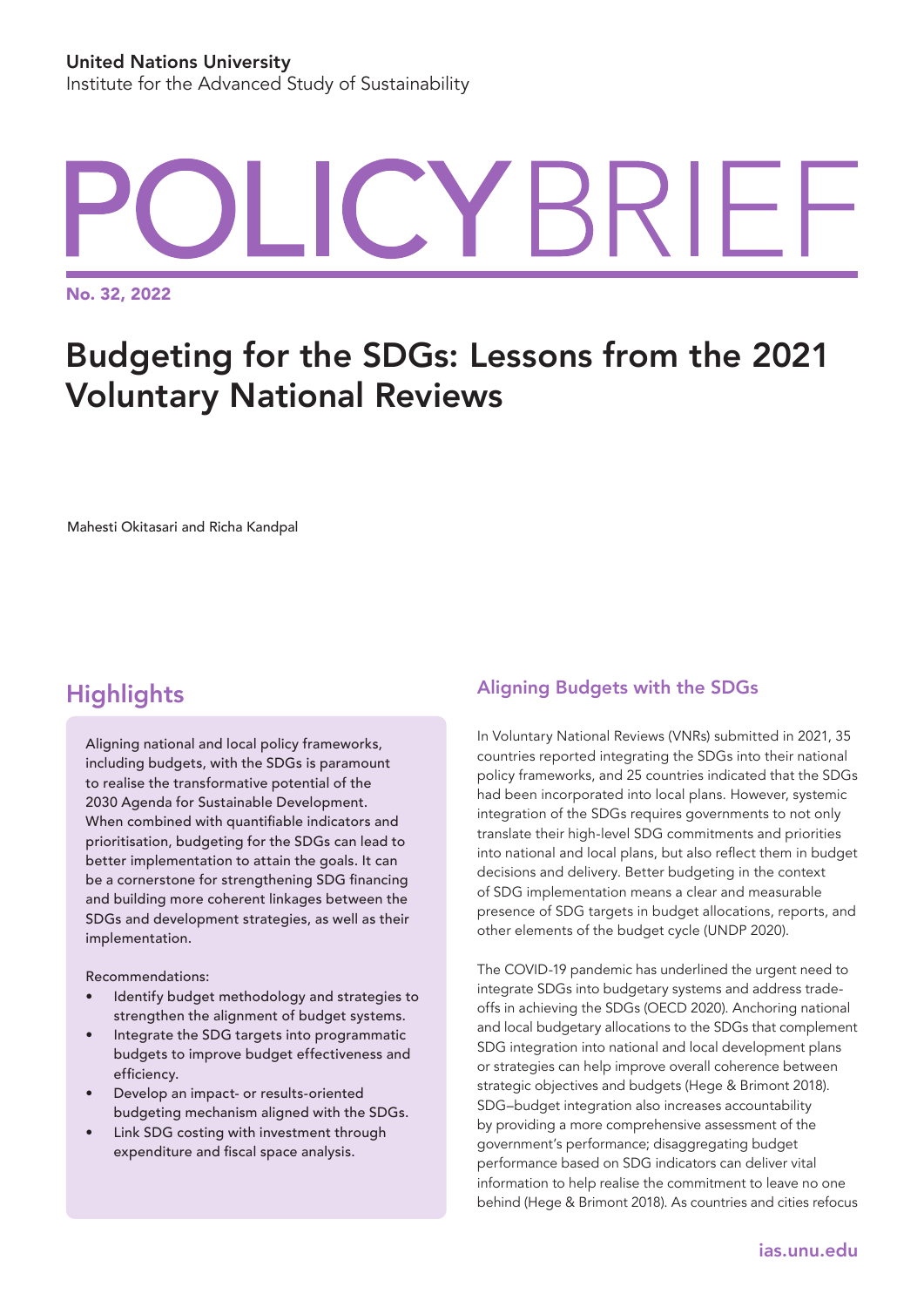United Nations University
Institute for the Advanced Study of Sustainability

# POLICY BRIEF

**No. 32, 2022**

# Budgeting for the SDGs: Lessons from the 2021 Voluntary National Reviews

Mahesti Okitasari and Richa Kandpal

## Highlights

Aligning national and local policy frameworks, including budgets, with the SDGs is paramount to realise the transformative potential of the 2030 Agenda for Sustainable Development. When combined with quantifiable indicators and prioritisation, budgeting for the SDGs can lead to better implementation to attain the goals. It can be a cornerstone for strengthening SDG financing and building more coherent linkages between the SDGs and development strategies, as well as their implementation.

Recommendations:

- Identify budget methodology and strategies to strengthen the alignment of budget systems.
- Integrate the SDG targets into programmatic budgets to improve budget effectiveness and efficiency.
- Develop an impact- or results-oriented budgeting mechanism aligned with the SDGs.
- Link SDG costing with investment through expenditure and fiscal space analysis.

## Aligning Budgets with the SDGs

In Voluntary National Reviews (VNRs) submitted in 2021, 35 countries reported integrating the SDGs into their national policy frameworks, and 25 countries indicated that the SDGs had been incorporated into local plans. However, systemic integration of the SDGs requires governments to not only translate their high-level SDG commitments and priorities into national and local plans, but also reflect them in budget decisions and delivery. Better budgeting in the context of SDG implementation means a clear and measurable presence of SDG targets in budget allocations, reports, and other elements of the budget cycle (UNDP 2020).

The COVID-19 pandemic has underlined the urgent need to integrate SDGs into budgetary systems and address trade-offs in achieving the SDGs (OECD 2020). Anchoring national and local budgetary allocations to the SDGs that complement SDG integration into national and local development plans or strategies can help improve overall coherence between strategic objectives and budgets (Hege & Brimont 2018). SDG–budget integration also increases accountability by providing a more comprehensive assessment of the government's performance; disaggregating budget performance based on SDG indicators can deliver vital information to help realise the commitment to leave no one behind (Hege & Brimont 2018). As countries and cities refocus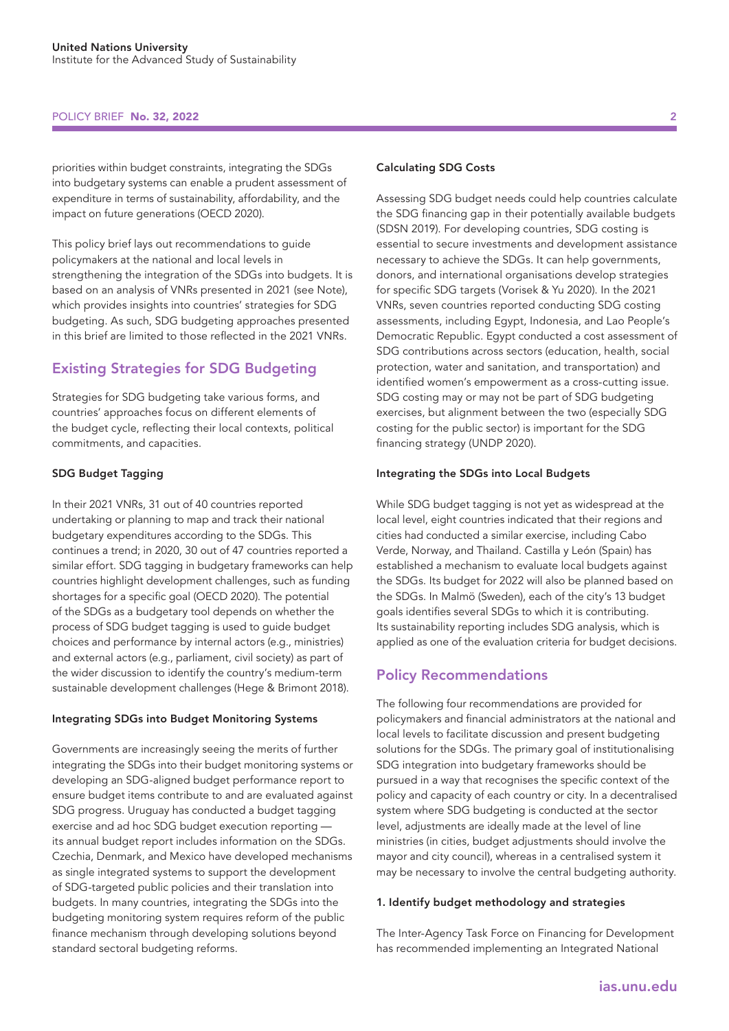priorities within budget constraints, integrating the SDGs into budgetary systems can enable a prudent assessment of expenditure in terms of sustainability, affordability, and the impact on future generations (OECD 2020).

This policy brief lays out recommendations to guide policymakers at the national and local levels in strengthening the integration of the SDGs into budgets. It is based on an analysis of VNRs presented in 2021 (see Note), which provides insights into countries' strategies for SDG budgeting. As such, SDG budgeting approaches presented in this brief are limited to those reflected in the 2021 VNRs.

## Existing Strategies for SDG Budgeting

Strategies for SDG budgeting take various forms, and countries' approaches focus on different elements of the budget cycle, reflecting their local contexts, political commitments, and capacities.

### SDG Budget Tagging

In their 2021 VNRs, 31 out of 40 countries reported undertaking or planning to map and track their national budgetary expenditures according to the SDGs. This continues a trend; in 2020, 30 out of 47 countries reported a similar effort. SDG tagging in budgetary frameworks can help countries highlight development challenges, such as funding shortages for a specific goal (OECD 2020). The potential of the SDGs as a budgetary tool depends on whether the process of SDG budget tagging is used to guide budget choices and performance by internal actors (e.g., ministries) and external actors (e.g., parliament, civil society) as part of the wider discussion to identify the country's medium-term sustainable development challenges (Hege & Brimont 2018).

### Integrating SDGs into Budget Monitoring Systems

Governments are increasingly seeing the merits of further integrating the SDGs into their budget monitoring systems or developing an SDG-aligned budget performance report to ensure budget items contribute to and are evaluated against SDG progress. Uruguay has conducted a budget tagging exercise and ad hoc SDG budget execution reporting — its annual budget report includes information on the SDGs. Czechia, Denmark, and Mexico have developed mechanisms as single integrated systems to support the development of SDG-targeted public policies and their translation into budgets. In many countries, integrating the SDGs into the budgeting monitoring system requires reform of the public finance mechanism through developing solutions beyond standard sectoral budgeting reforms.

### Calculating SDG Costs

Assessing SDG budget needs could help countries calculate the SDG financing gap in their potentially available budgets (SDSN 2019). For developing countries, SDG costing is essential to secure investments and development assistance necessary to achieve the SDGs. It can help governments, donors, and international organisations develop strategies for specific SDG targets (Vorisek & Yu 2020). In the 2021 VNRs, seven countries reported conducting SDG costing assessments, including Egypt, Indonesia, and Lao People's Democratic Republic. Egypt conducted a cost assessment of SDG contributions across sectors (education, health, social protection, water and sanitation, and transportation) and identified women's empowerment as a cross-cutting issue. SDG costing may or may not be part of SDG budgeting exercises, but alignment between the two (especially SDG costing for the public sector) is important for the SDG financing strategy (UNDP 2020).

### Integrating the SDGs into Local Budgets

While SDG budget tagging is not yet as widespread at the local level, eight countries indicated that their regions and cities had conducted a similar exercise, including Cabo Verde, Norway, and Thailand. Castilla y León (Spain) has established a mechanism to evaluate local budgets against the SDGs. Its budget for 2022 will also be planned based on the SDGs. In Malmö (Sweden), each of the city's 13 budget goals identifies several SDGs to which it is contributing. Its sustainability reporting includes SDG analysis, which is applied as one of the evaluation criteria for budget decisions.

## Policy Recommendations

The following four recommendations are provided for policymakers and financial administrators at the national and local levels to facilitate discussion and present budgeting solutions for the SDGs. The primary goal of institutionalising SDG integration into budgetary frameworks should be pursued in a way that recognises the specific context of the policy and capacity of each country or city. In a decentralised system where SDG budgeting is conducted at the sector level, adjustments are ideally made at the level of line ministries (in cities, budget adjustments should involve the mayor and city council), whereas in a centralised system it may be necessary to involve the central budgeting authority.

### 1. Identify budget methodology and strategies

The Inter-Agency Task Force on Financing for Development has recommended implementing an Integrated National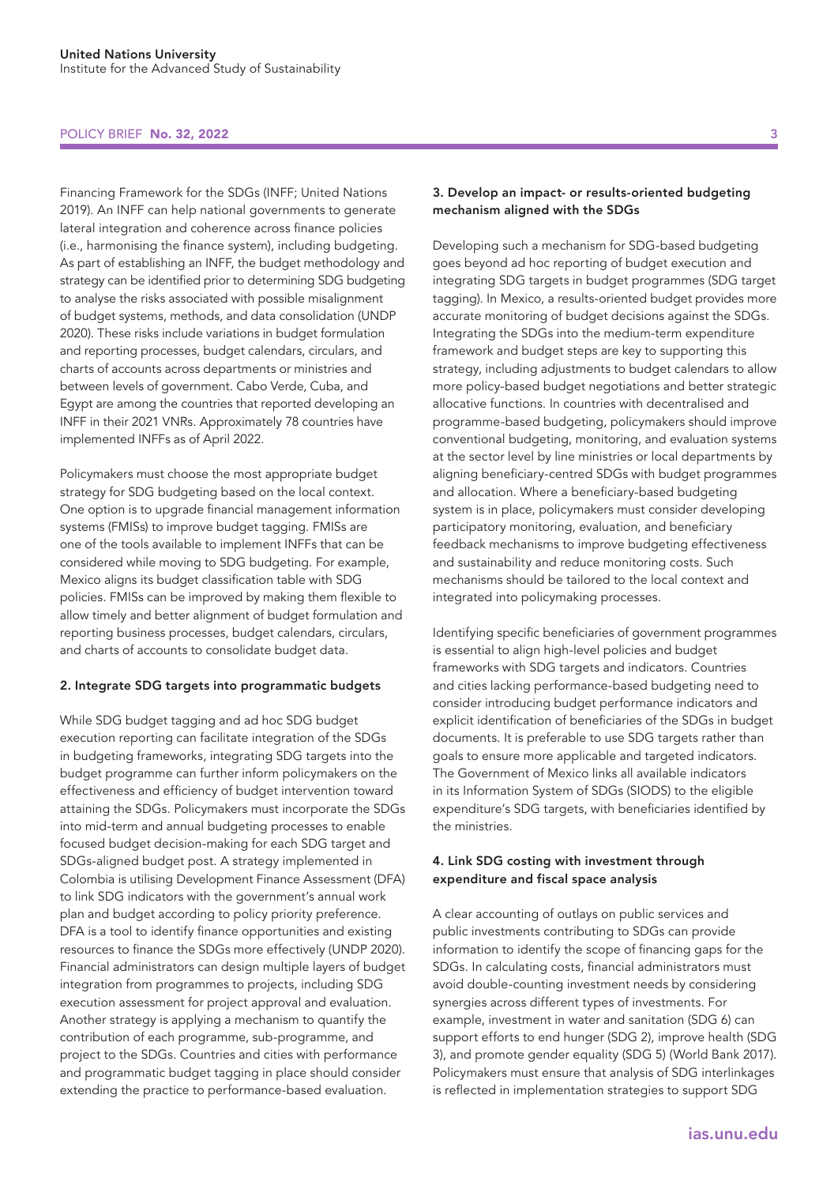Financing Framework for the SDGs (INFF; United Nations 2019). An INFF can help national governments to generate lateral integration and coherence across finance policies (i.e., harmonising the finance system), including budgeting. As part of establishing an INFF, the budget methodology and strategy can be identified prior to determining SDG budgeting to analyse the risks associated with possible misalignment of budget systems, methods, and data consolidation (UNDP 2020). These risks include variations in budget formulation and reporting processes, budget calendars, circulars, and charts of accounts across departments or ministries and between levels of government. Cabo Verde, Cuba, and Egypt are among the countries that reported developing an INFF in their 2021 VNRs. Approximately 78 countries have implemented INFFs as of April 2022.

Policymakers must choose the most appropriate budget strategy for SDG budgeting based on the local context. One option is to upgrade financial management information systems (FMISs) to improve budget tagging. FMISs are one of the tools available to implement INFFs that can be considered while moving to SDG budgeting. For example, Mexico aligns its budget classification table with SDG policies. FMISs can be improved by making them flexible to allow timely and better alignment of budget formulation and reporting business processes, budget calendars, circulars, and charts of accounts to consolidate budget data.

#### 2. Integrate SDG targets into programmatic budgets

While SDG budget tagging and ad hoc SDG budget execution reporting can facilitate integration of the SDGs in budgeting frameworks, integrating SDG targets into the budget programme can further inform policymakers on the effectiveness and efficiency of budget intervention toward attaining the SDGs. Policymakers must incorporate the SDGs into mid-term and annual budgeting processes to enable focused budget decision-making for each SDG target and SDGs-aligned budget post. A strategy implemented in Colombia is utilising Development Finance Assessment (DFA) to link SDG indicators with the government's annual work plan and budget according to policy priority preference. DFA is a tool to identify finance opportunities and existing resources to finance the SDGs more effectively (UNDP 2020). Financial administrators can design multiple layers of budget integration from programmes to projects, including SDG execution assessment for project approval and evaluation. Another strategy is applying a mechanism to quantify the contribution of each programme, sub-programme, and project to the SDGs. Countries and cities with performance and programmatic budget tagging in place should consider extending the practice to performance-based evaluation.

#### 3. Develop an impact- or results-oriented budgeting mechanism aligned with the SDGs

Developing such a mechanism for SDG-based budgeting goes beyond ad hoc reporting of budget execution and integrating SDG targets in budget programmes (SDG target tagging). In Mexico, a results-oriented budget provides more accurate monitoring of budget decisions against the SDGs. Integrating the SDGs into the medium-term expenditure framework and budget steps are key to supporting this strategy, including adjustments to budget calendars to allow more policy-based budget negotiations and better strategic allocative functions. In countries with decentralised and programme-based budgeting, policymakers should improve conventional budgeting, monitoring, and evaluation systems at the sector level by line ministries or local departments by aligning beneficiary-centred SDGs with budget programmes and allocation. Where a beneficiary-based budgeting system is in place, policymakers must consider developing participatory monitoring, evaluation, and beneficiary feedback mechanisms to improve budgeting effectiveness and sustainability and reduce monitoring costs. Such mechanisms should be tailored to the local context and integrated into policymaking processes.

Identifying specific beneficiaries of government programmes is essential to align high-level policies and budget frameworks with SDG targets and indicators. Countries and cities lacking performance-based budgeting need to consider introducing budget performance indicators and explicit identification of beneficiaries of the SDGs in budget documents. It is preferable to use SDG targets rather than goals to ensure more applicable and targeted indicators. The Government of Mexico links all available indicators in its Information System of SDGs (SIODS) to the eligible expenditure's SDG targets, with beneficiaries identified by the ministries.

#### 4. Link SDG costing with investment through expenditure and fiscal space analysis

A clear accounting of outlays on public services and public investments contributing to SDGs can provide information to identify the scope of financing gaps for the SDGs. In calculating costs, financial administrators must avoid double-counting investment needs by considering synergies across different types of investments. For example, investment in water and sanitation (SDG 6) can support efforts to end hunger (SDG 2), improve health (SDG 3), and promote gender equality (SDG 5) (World Bank 2017). Policymakers must ensure that analysis of SDG interlinkages is reflected in implementation strategies to support SDG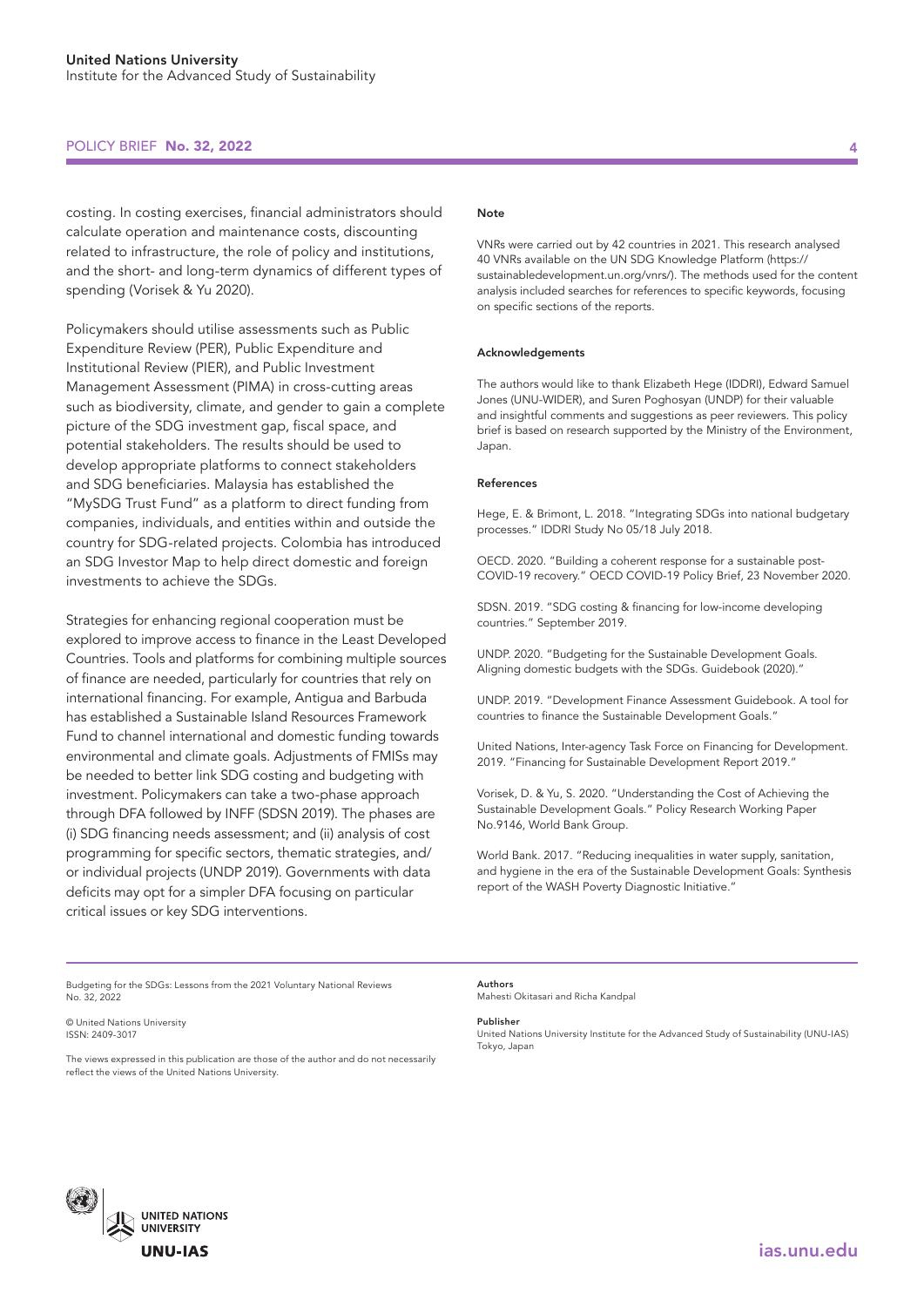costing. In costing exercises, financial administrators should calculate operation and maintenance costs, discounting related to infrastructure, the role of policy and institutions, and the short- and long-term dynamics of different types of spending (Vorisek & Yu 2020).

Policymakers should utilise assessments such as Public Expenditure Review (PER), Public Expenditure and Institutional Review (PIER), and Public Investment Management Assessment (PIMA) in cross-cutting areas such as biodiversity, climate, and gender to gain a complete picture of the SDG investment gap, fiscal space, and potential stakeholders. The results should be used to develop appropriate platforms to connect stakeholders and SDG beneficiaries. Malaysia has established the "MySDG Trust Fund" as a platform to direct funding from companies, individuals, and entities within and outside the country for SDG-related projects. Colombia has introduced an SDG Investor Map to help direct domestic and foreign investments to achieve the SDGs.

Strategies for enhancing regional cooperation must be explored to improve access to finance in the Least Developed Countries. Tools and platforms for combining multiple sources of finance are needed, particularly for countries that rely on international financing. For example, Antigua and Barbuda has established a Sustainable Island Resources Framework Fund to channel international and domestic funding towards environmental and climate goals. Adjustments of FMISs may be needed to better link SDG costing and budgeting with investment. Policymakers can take a two-phase approach through DFA followed by INFF (SDSN 2019). The phases are (i) SDG financing needs assessment; and (ii) analysis of cost programming for specific sectors, thematic strategies, and/or individual projects (UNDP 2019). Governments with data deficits may opt for a simpler DFA focusing on particular critical issues or key SDG interventions.

#### Note

VNRs were carried out by 42 countries in 2021. This research analysed 40 VNRs available on the UN SDG Knowledge Platform (https://sustainabledevelopment.un.org/vnrs/). The methods used for the content analysis included searches for references to specific keywords, focusing on specific sections of the reports.

#### Acknowledgements

The authors would like to thank Elizabeth Hege (IDDRI), Edward Samuel Jones (UNU-WIDER), and Suren Poghosyan (UNDP) for their valuable and insightful comments and suggestions as peer reviewers. This policy brief is based on research supported by the Ministry of the Environment, Japan.

#### References

Hege, E. & Brimont, L. 2018. "Integrating SDGs into national budgetary processes." IDDRI Study No 05/18 July 2018.

OECD. 2020. "Building a coherent response for a sustainable post-COVID-19 recovery." OECD COVID-19 Policy Brief, 23 November 2020.

SDSN. 2019. "SDG costing & financing for low-income developing countries." September 2019.

UNDP. 2020. "Budgeting for the Sustainable Development Goals. Aligning domestic budgets with the SDGs. Guidebook (2020)."

UNDP. 2019. "Development Finance Assessment Guidebook. A tool for countries to finance the Sustainable Development Goals."

United Nations, Inter-agency Task Force on Financing for Development. 2019. "Financing for Sustainable Development Report 2019."

Vorisek, D. & Yu, S. 2020. "Understanding the Cost of Achieving the Sustainable Development Goals." Policy Research Working Paper No.9146, World Bank Group.

World Bank. 2017. "Reducing inequalities in water supply, sanitation, and hygiene in the era of the Sustainable Development Goals: Synthesis report of the WASH Poverty Diagnostic Initiative."

---

Budgeting for the SDGs: Lessons from the 2021 Voluntary National Reviews
No. 32, 2022

© United Nations University
ISSN: 2409-3017

The views expressed in this publication are those of the author and do not necessarily reflect the views of the United Nations University.

**Authors**
Mahesti Okitasari and Richa Kandpal

**Publisher**
United Nations University Institute for the Advanced Study of Sustainability (UNU-IAS)
Tokyo, Japan

UNITED NATIONS UNIVERSITY
UNU-IAS

ias.unu.edu